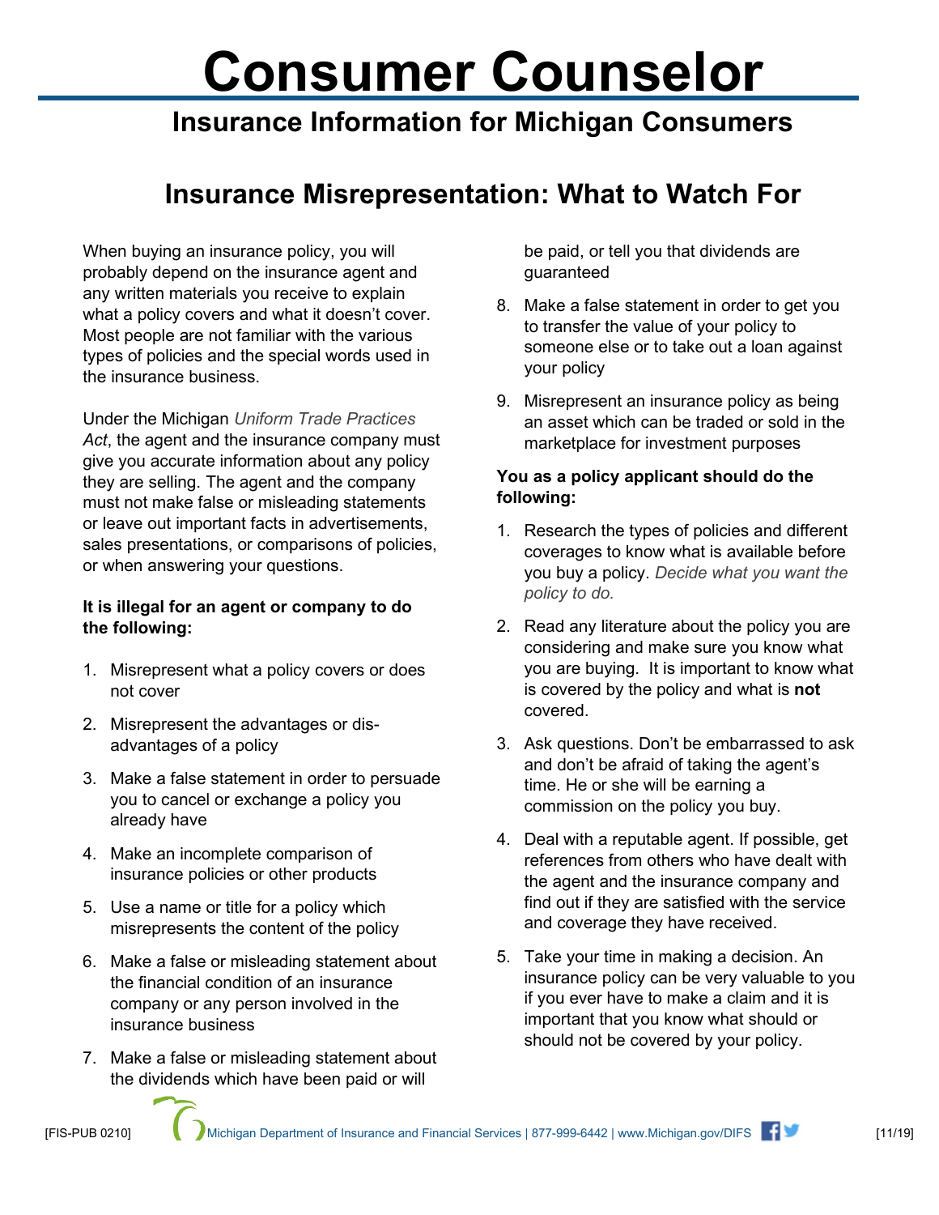# Consumer Counselor

## Insurance Information for Michigan Consumers

## Insurance Misrepresentation: What to Watch For

When buying an insurance policy, you will probably depend on the insurance agent and any written materials you receive to explain what a policy covers and what it doesn't cover. Most people are not familiar with the various types of policies and the special words used in the insurance business.

Under the Michigan *Uniform Trade Practices Act*, the agent and the insurance company must give you accurate information about any policy they are selling. The agent and the company must not make false or misleading statements or leave out important facts in advertisements, sales presentations, or comparisons of policies, or when answering your questions.

**It is illegal for an agent or company to do the following:**

1. Misrepresent what a policy covers or does not cover
2. Misrepresent the advantages or dis-advantages of a policy
3. Make a false statement in order to persuade you to cancel or exchange a policy you already have
4. Make an incomplete comparison of insurance policies or other products
5. Use a name or title for a policy which misrepresents the content of the policy
6. Make a false or misleading statement about the financial condition of an insurance company or any person involved in the insurance business
7. Make a false or misleading statement about the dividends which have been paid or will be paid, or tell you that dividends are guaranteed
8. Make a false statement in order to get you to transfer the value of your policy to someone else or to take out a loan against your policy
9. Misrepresent an insurance policy as being an asset which can be traded or sold in the marketplace for investment purposes

**You as a policy applicant should do the following:**

1. Research the types of policies and different coverages to know what is available before you buy a policy. *Decide what you want the policy to do.*
2. Read any literature about the policy you are considering and make sure you know what you are buying. It is important to know what is covered by the policy and what is **not** covered.
3. Ask questions. Don't be embarrassed to ask and don't be afraid of taking the agent's time. He or she will be earning a commission on the policy you buy.
4. Deal with a reputable agent. If possible, get references from others who have dealt with the agent and the insurance company and find out if they are satisfied with the service and coverage they have received.
5. Take your time in making a decision. An insurance policy can be very valuable to you if you ever have to make a claim and it is important that you know what should or should not be covered by your policy.

[FIS-PUB 0210] Michigan Department of Insurance and Financial Services | 877-999-6442 | www.Michigan.gov/DIFS [11/19]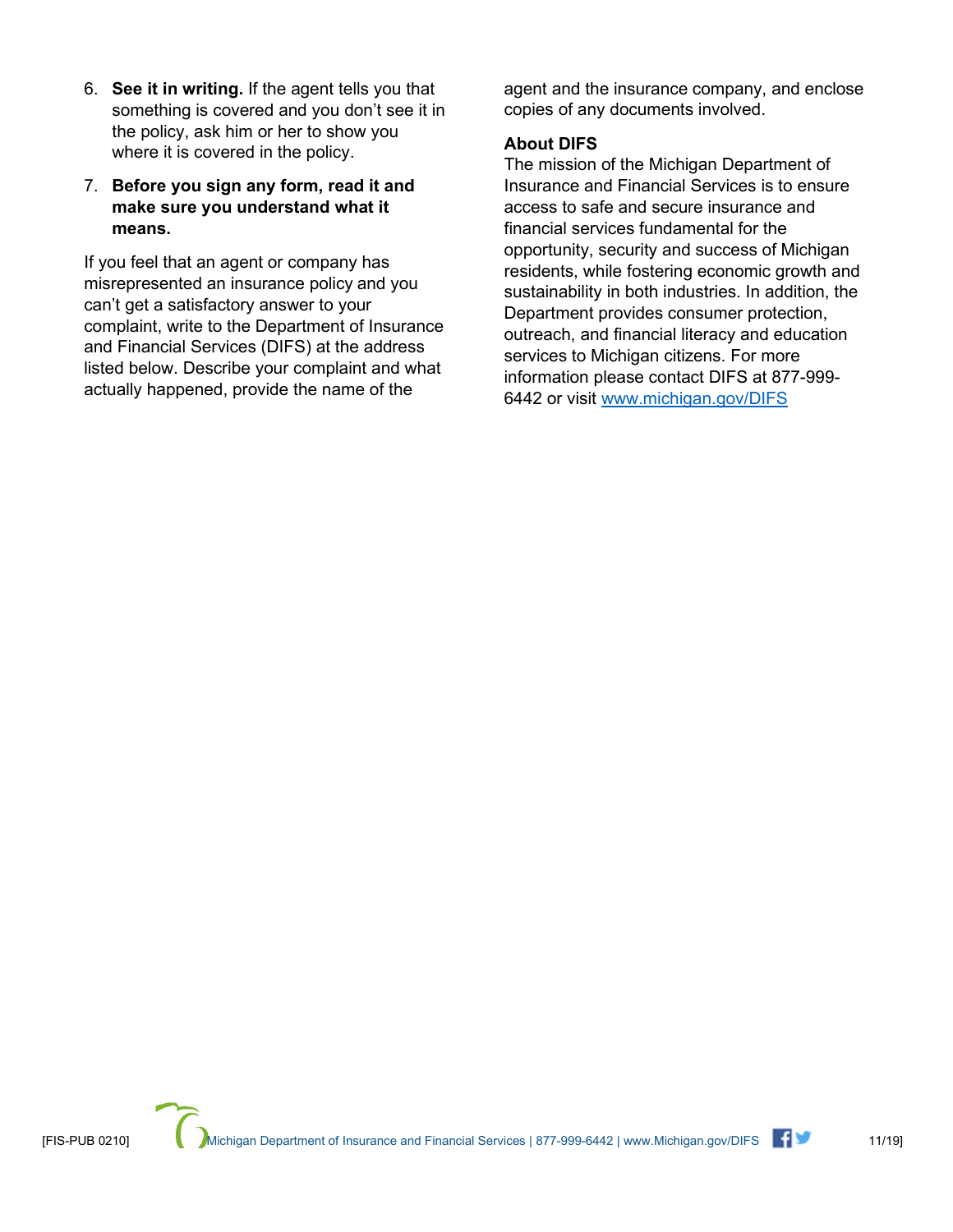6. **See it in writing.** If the agent tells you that something is covered and you don't see it in the policy, ask him or her to show you where it is covered in the policy.
7. **Before you sign any form, read it and make sure you understand what it means.**

If you feel that an agent or company has misrepresented an insurance policy and you can't get a satisfactory answer to your complaint, write to the Department of Insurance and Financial Services (DIFS) at the address listed below. Describe your complaint and what actually happened, provide the name of the agent and the insurance company, and enclose copies of any documents involved.

**About DIFS**

The mission of the Michigan Department of Insurance and Financial Services is to ensure access to safe and secure insurance and financial services fundamental for the opportunity, security and success of Michigan residents, while fostering economic growth and sustainability in both industries. In addition, the Department provides consumer protection, outreach, and financial literacy and education services to Michigan citizens. For more information please contact DIFS at 877-999-6442 or visit [www.michigan.gov/DIFS](http://www.michigan.gov/DIFS)